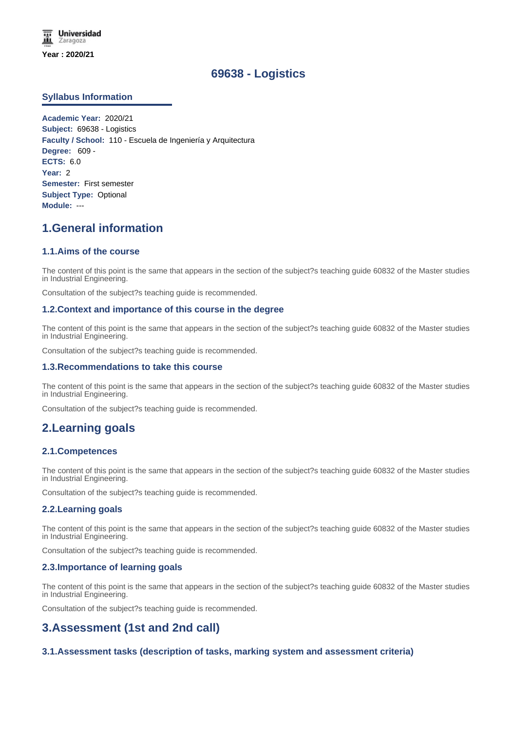Universidad Zaragoza

Year : 2020/21

# 69638 - Logistics

## Syllabus Information

**Academic Year:** 2020/21
**Subject:** 69638 - Logistics
**Faculty / School:** 110 - Escuela de Ingeniería y Arquitectura
**Degree:** 609 -
**ECTS:** 6.0
**Year:** 2
**Semester:** First semester
**Subject Type:** Optional
**Module:** ---

## 1.General information

### 1.1.Aims of the course

The content of this point is the same that appears in the section of the subject?s teaching guide 60832 of the Master studies in Industrial Engineering.

Consultation of the subject?s teaching guide is recommended.

### 1.2.Context and importance of this course in the degree

The content of this point is the same that appears in the section of the subject?s teaching guide 60832 of the Master studies in Industrial Engineering.

Consultation of the subject?s teaching guide is recommended.

### 1.3.Recommendations to take this course

The content of this point is the same that appears in the section of the subject?s teaching guide 60832 of the Master studies in Industrial Engineering.

Consultation of the subject?s teaching guide is recommended.

## 2.Learning goals

### 2.1.Competences

The content of this point is the same that appears in the section of the subject?s teaching guide 60832 of the Master studies in Industrial Engineering.

Consultation of the subject?s teaching guide is recommended.

### 2.2.Learning goals

The content of this point is the same that appears in the section of the subject?s teaching guide 60832 of the Master studies in Industrial Engineering.

Consultation of the subject?s teaching guide is recommended.

### 2.3.Importance of learning goals

The content of this point is the same that appears in the section of the subject?s teaching guide 60832 of the Master studies in Industrial Engineering.

Consultation of the subject?s teaching guide is recommended.

## 3.Assessment (1st and 2nd call)

### 3.1.Assessment tasks (description of tasks, marking system and assessment criteria)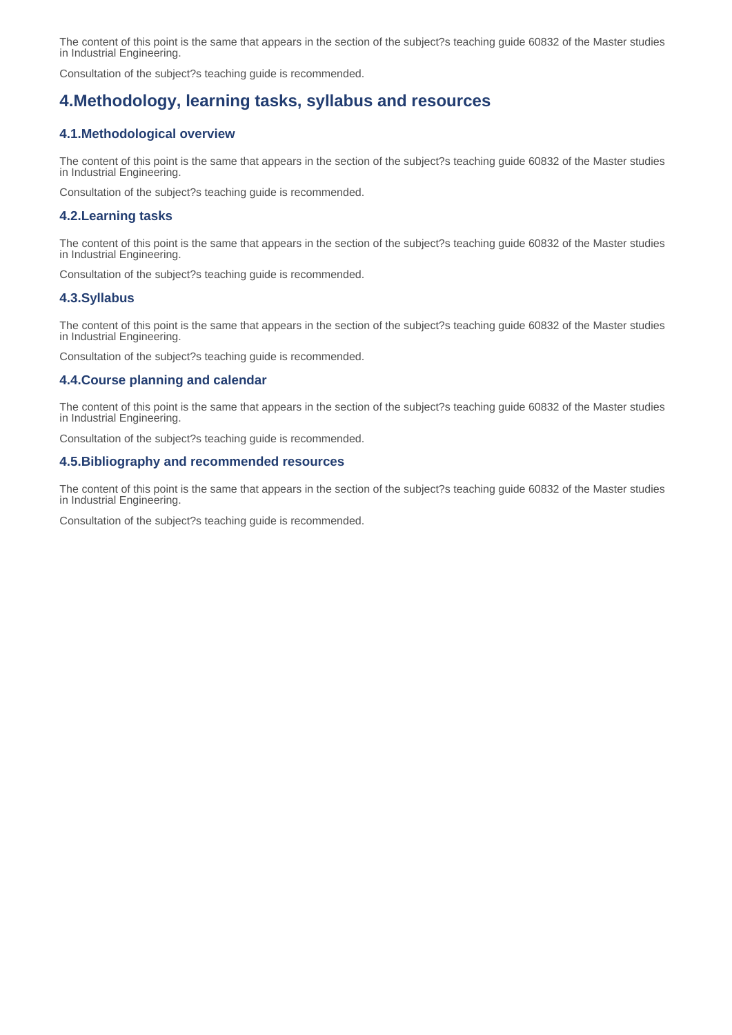The content of this point is the same that appears in the section of the subject?s teaching guide 60832 of the Master studies in Industrial Engineering.

Consultation of the subject?s teaching guide is recommended.

# 4.Methodology, learning tasks, syllabus and resources

## 4.1.Methodological overview

The content of this point is the same that appears in the section of the subject?s teaching guide 60832 of the Master studies in Industrial Engineering.

Consultation of the subject?s teaching guide is recommended.

## 4.2.Learning tasks

The content of this point is the same that appears in the section of the subject?s teaching guide 60832 of the Master studies in Industrial Engineering.

Consultation of the subject?s teaching guide is recommended.

## 4.3.Syllabus

The content of this point is the same that appears in the section of the subject?s teaching guide 60832 of the Master studies in Industrial Engineering.

Consultation of the subject?s teaching guide is recommended.

## 4.4.Course planning and calendar

The content of this point is the same that appears in the section of the subject?s teaching guide 60832 of the Master studies in Industrial Engineering.

Consultation of the subject?s teaching guide is recommended.

## 4.5.Bibliography and recommended resources

The content of this point is the same that appears in the section of the subject?s teaching guide 60832 of the Master studies in Industrial Engineering.

Consultation of the subject?s teaching guide is recommended.